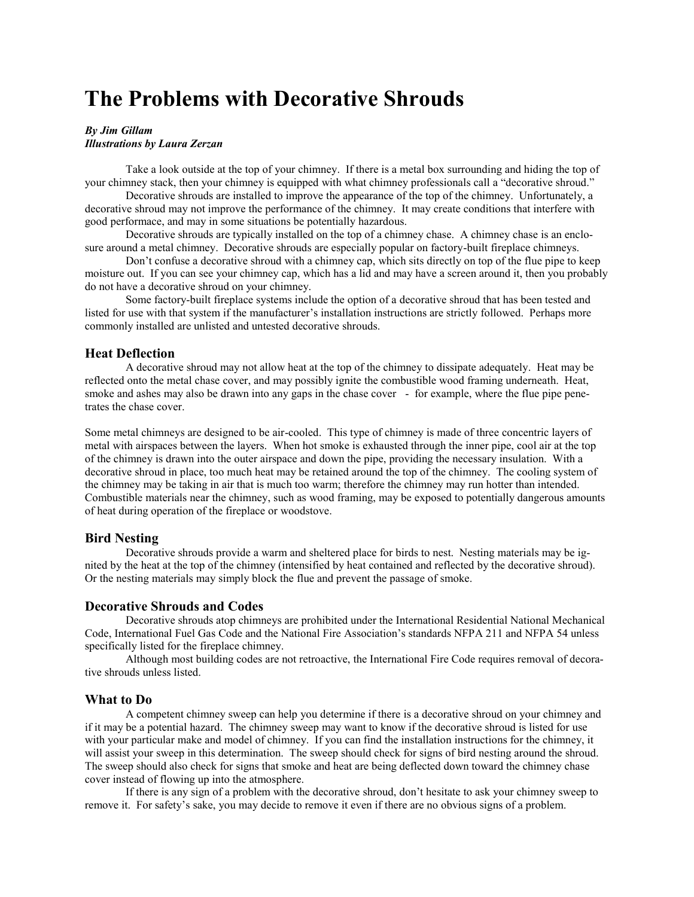# The Problems with Decorative Shrouds

***By Jim Gillam***
***Illustrations by Laura Zerzan***

Take a look outside at the top of your chimney. If there is a metal box surrounding and hiding the top of your chimney stack, then your chimney is equipped with what chimney professionals call a "decorative shroud."

Decorative shrouds are installed to improve the appearance of the top of the chimney. Unfortunately, a decorative shroud may not improve the performance of the chimney. It may create conditions that interfere with good performace, and may in some situations be potentially hazardous.

Decorative shrouds are typically installed on the top of a chimney chase. A chimney chase is an enclosure around a metal chimney. Decorative shrouds are especially popular on factory-built fireplace chimneys.

Don't confuse a decorative shroud with a chimney cap, which sits directly on top of the flue pipe to keep moisture out. If you can see your chimney cap, which has a lid and may have a screen around it, then you probably do not have a decorative shroud on your chimney.

Some factory-built fireplace systems include the option of a decorative shroud that has been tested and listed for use with that system if the manufacturer's installation instructions are strictly followed. Perhaps more commonly installed are unlisted and untested decorative shrouds.

## Heat Deflection

A decorative shroud may not allow heat at the top of the chimney to dissipate adequately. Heat may be reflected onto the metal chase cover, and may possibly ignite the combustible wood framing underneath. Heat, smoke and ashes may also be drawn into any gaps in the chase cover - for example, where the flue pipe penetrates the chase cover.

Some metal chimneys are designed to be air-cooled. This type of chimney is made of three concentric layers of metal with airspaces between the layers. When hot smoke is exhausted through the inner pipe, cool air at the top of the chimney is drawn into the outer airspace and down the pipe, providing the necessary insulation. With a decorative shroud in place, too much heat may be retained around the top of the chimney. The cooling system of the chimney may be taking in air that is much too warm; therefore the chimney may run hotter than intended. Combustible materials near the chimney, such as wood framing, may be exposed to potentially dangerous amounts of heat during operation of the fireplace or woodstove.

## Bird Nesting

Decorative shrouds provide a warm and sheltered place for birds to nest. Nesting materials may be ignited by the heat at the top of the chimney (intensified by heat contained and reflected by the decorative shroud). Or the nesting materials may simply block the flue and prevent the passage of smoke.

## Decorative Shrouds and Codes

Decorative shrouds atop chimneys are prohibited under the International Residential National Mechanical Code, International Fuel Gas Code and the National Fire Association's standards NFPA 211 and NFPA 54 unless specifically listed for the fireplace chimney.

Although most building codes are not retroactive, the International Fire Code requires removal of decorative shrouds unless listed.

## What to Do

A competent chimney sweep can help you determine if there is a decorative shroud on your chimney and if it may be a potential hazard. The chimney sweep may want to know if the decorative shroud is listed for use with your particular make and model of chimney. If you can find the installation instructions for the chimney, it will assist your sweep in this determination. The sweep should check for signs of bird nesting around the shroud. The sweep should also check for signs that smoke and heat are being deflected down toward the chimney chase cover instead of flowing up into the atmosphere.

If there is any sign of a problem with the decorative shroud, don't hesitate to ask your chimney sweep to remove it. For safety's sake, you may decide to remove it even if there are no obvious signs of a problem.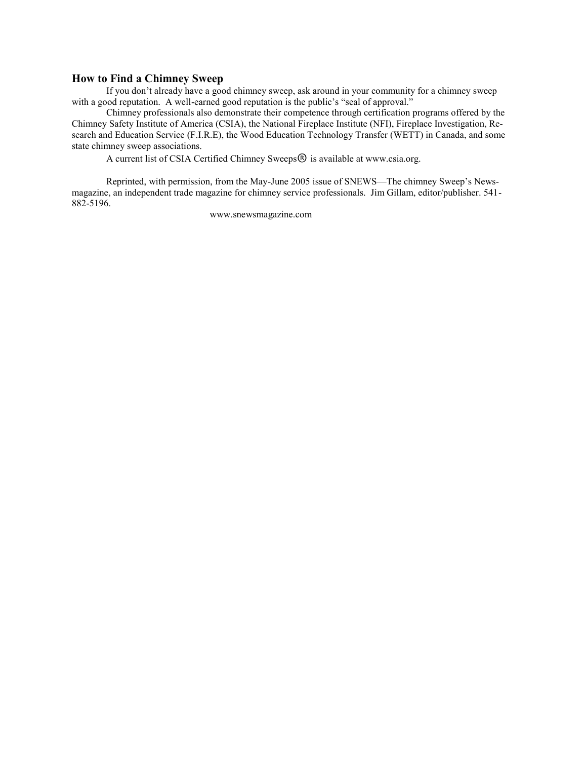## How to Find a Chimney Sweep

If you don't already have a good chimney sweep, ask around in your community for a chimney sweep with a good reputation. A well-earned good reputation is the public's "seal of approval."

Chimney professionals also demonstrate their competence through certification programs offered by the Chimney Safety Institute of America (CSIA), the National Fireplace Institute (NFI), Fireplace Investigation, Research and Education Service (F.I.R.E), the Wood Education Technology Transfer (WETT) in Canada, and some state chimney sweep associations.

A current list of CSIA Certified Chimney Sweeps® is available at www.csia.org.

Reprinted, with permission, from the May-June 2005 issue of SNEWS—The chimney Sweep's Newsmagazine, an independent trade magazine for chimney service professionals. Jim Gillam, editor/publisher. 541-882-5196.

www.snewsmagazine.com